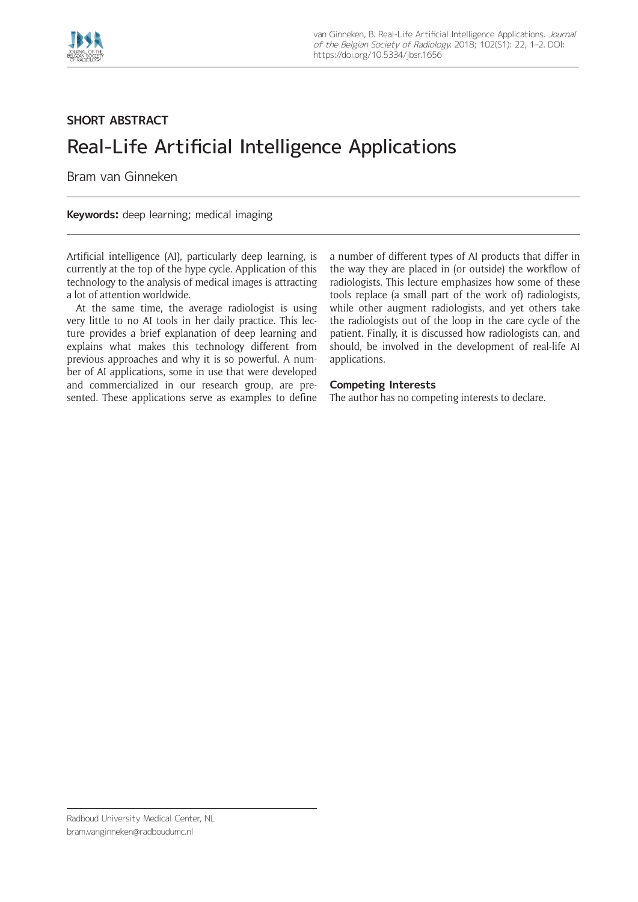SHORT ABSTRACT

# Real-Life Artificial Intelligence Applications

Bram van Ginneken

**Keywords:** deep learning; medical imaging

Artificial intelligence (AI), particularly deep learning, is currently at the top of the hype cycle. Application of this technology to the analysis of medical images is attracting a lot of attention worldwide.

At the same time, the average radiologist is using very little to no AI tools in her daily practice. This lecture provides a brief explanation of deep learning and explains what makes this technology different from previous approaches and why it is so powerful. A number of AI applications, some in use that were developed and commercialized in our research group, are presented. These applications serve as examples to define a number of different types of AI products that differ in the way they are placed in (or outside) the workflow of radiologists. This lecture emphasizes how some of these tools replace (a small part of the work of) radiologists, while other augment radiologists, and yet others take the radiologists out of the loop in the care cycle of the patient. Finally, it is discussed how radiologists can, and should, be involved in the development of real-life AI applications.

### Competing Interests

The author has no competing interests to declare.

Radboud University Medical Center, NL
bram.vanginneken@radboudumc.nl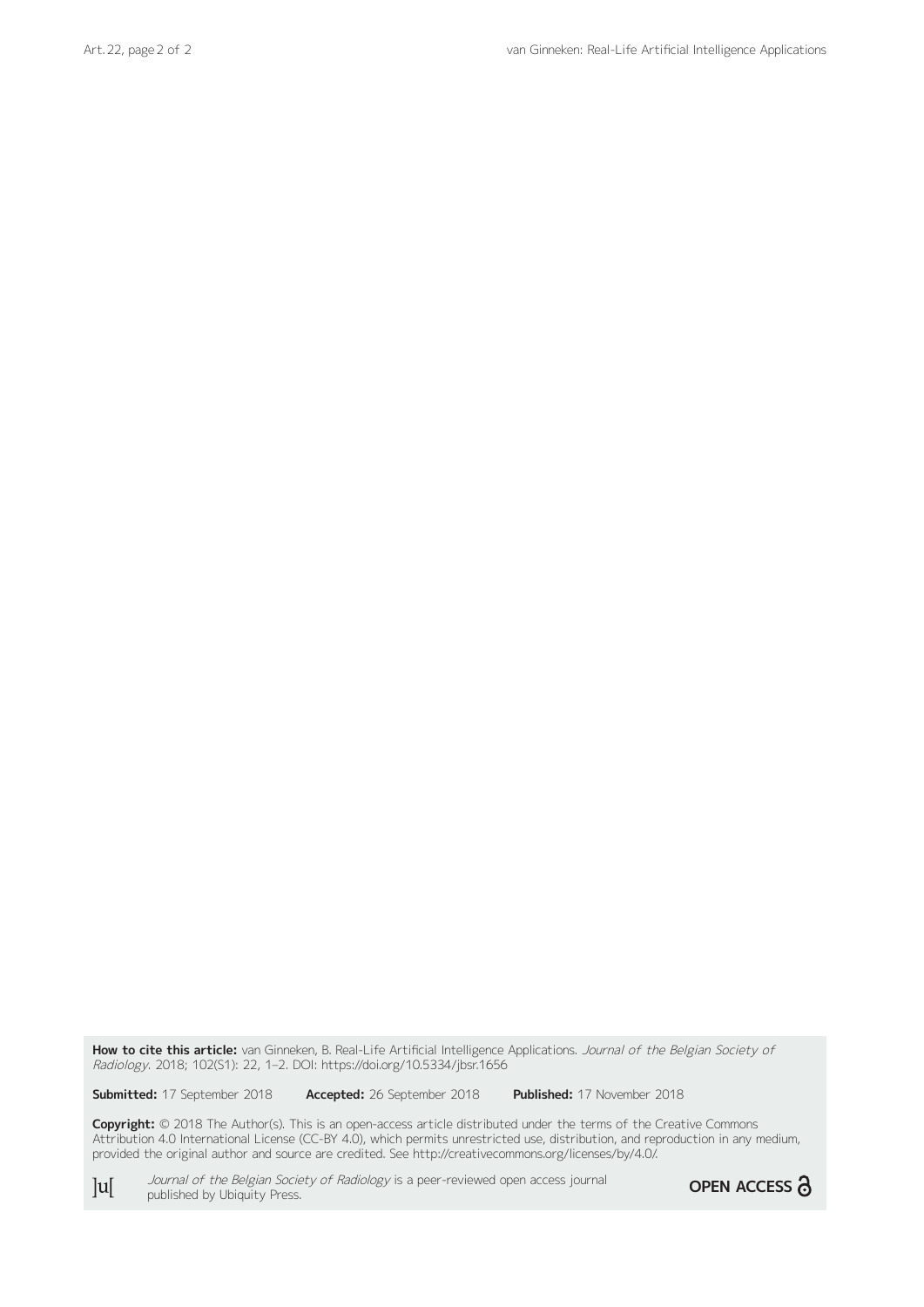**How to cite this article:** van Ginneken, B. Real-Life Artificial Intelligence Applications. *Journal of the Belgian Society of Radiology*. 2018; 102(S1): 22, 1–2. DOI: https://doi.org/10.5334/jbsr.1656

**Submitted:** 17 September 2018 **Accepted:** 26 September 2018 **Published:** 17 November 2018

**Copyright:** © 2018 The Author(s). This is an open-access article distributed under the terms of the Creative Commons Attribution 4.0 International License (CC-BY 4.0), which permits unrestricted use, distribution, and reproduction in any medium, provided the original author and source are credited. See http://creativecommons.org/licenses/by/4.0/.

*Journal of the Belgian Society of Radiology* is a peer-reviewed open access journal published by Ubiquity Press.

**OPEN ACCESS**